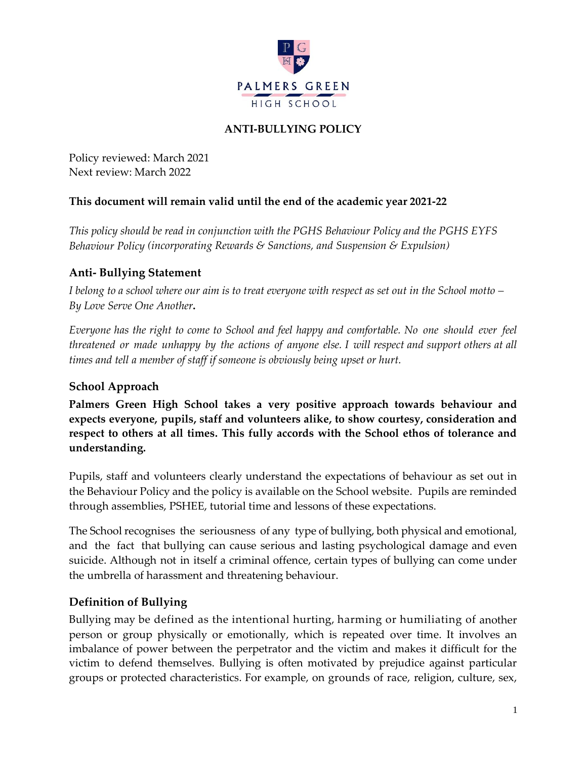PALMERS GREEN

HIGH SCHOOL

# ANTI-BULLYING POLICY

Policy reviewed: March 2021
Next review: March 2022

**This document will remain valid until the end of the academic year 2021-22**

*This policy should be read in conjunction with the PGHS Behaviour Policy and the PGHS EYFS Behaviour Policy (incorporating Rewards & Sanctions, and Suspension & Expulsion)*

## Anti- Bullying Statement

*I belong to a school where our aim is to treat everyone with respect as set out in the School motto – By Love Serve One Another***.**

*Everyone has the right to come to School and feel happy and comfortable. No one should ever feel threatened or made unhappy by the actions of anyone else. I will respect and support others at all times and tell a member of staff if someone is obviously being upset or hurt.*

## School Approach

**Palmers Green High School takes a very positive approach towards behaviour and expects everyone, pupils, staff and volunteers alike, to show courtesy, consideration and respect to others at all times. This fully accords with the School ethos of tolerance and understanding.**

Pupils, staff and volunteers clearly understand the expectations of behaviour as set out in the Behaviour Policy and the policy is available on the School website. Pupils are reminded through assemblies, PSHEE, tutorial time and lessons of these expectations.

The School recognises the seriousness of any type of bullying, both physical and emotional, and the fact that bullying can cause serious and lasting psychological damage and even suicide. Although not in itself a criminal offence, certain types of bullying can come under the umbrella of harassment and threatening behaviour.

## Definition of Bullying

Bullying may be defined as the intentional hurting, harming or humiliating of another person or group physically or emotionally, which is repeated over time. It involves an imbalance of power between the perpetrator and the victim and makes it difficult for the victim to defend themselves. Bullying is often motivated by prejudice against particular groups or protected characteristics. For example, on grounds of race, religion, culture, sex,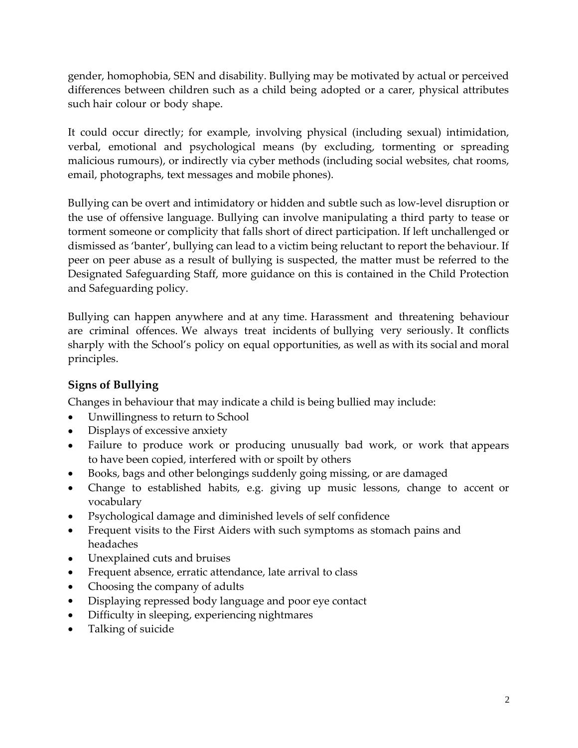gender, homophobia, SEN and disability. Bullying may be motivated by actual or perceived differences between children such as a child being adopted or a carer, physical attributes such hair colour or body shape.

It could occur directly; for example, involving physical (including sexual) intimidation, verbal, emotional and psychological means (by excluding, tormenting or spreading malicious rumours), or indirectly via cyber methods (including social websites, chat rooms, email, photographs, text messages and mobile phones).

Bullying can be overt and intimidatory or hidden and subtle such as low-level disruption or the use of offensive language. Bullying can involve manipulating a third party to tease or torment someone or complicity that falls short of direct participation. If left unchallenged or dismissed as 'banter', bullying can lead to a victim being reluctant to report the behaviour. If peer on peer abuse as a result of bullying is suspected, the matter must be referred to the Designated Safeguarding Staff, more guidance on this is contained in the Child Protection and Safeguarding policy.

Bullying can happen anywhere and at any time. Harassment and threatening behaviour are criminal offences. We always treat incidents of bullying very seriously. It conflicts sharply with the School's policy on equal opportunities, as well as with its social and moral principles.

### Signs of Bullying

Changes in behaviour that may indicate a child is being bullied may include:

- Unwillingness to return to School
- Displays of excessive anxiety
- Failure to produce work or producing unusually bad work, or work that appears to have been copied, interfered with or spoilt by others
- Books, bags and other belongings suddenly going missing, or are damaged
- Change to established habits, e.g. giving up music lessons, change to accent or vocabulary
- Psychological damage and diminished levels of self confidence
- Frequent visits to the First Aiders with such symptoms as stomach pains and headaches
- Unexplained cuts and bruises
- Frequent absence, erratic attendance, late arrival to class
- Choosing the company of adults
- Displaying repressed body language and poor eye contact
- Difficulty in sleeping, experiencing nightmares
- Talking of suicide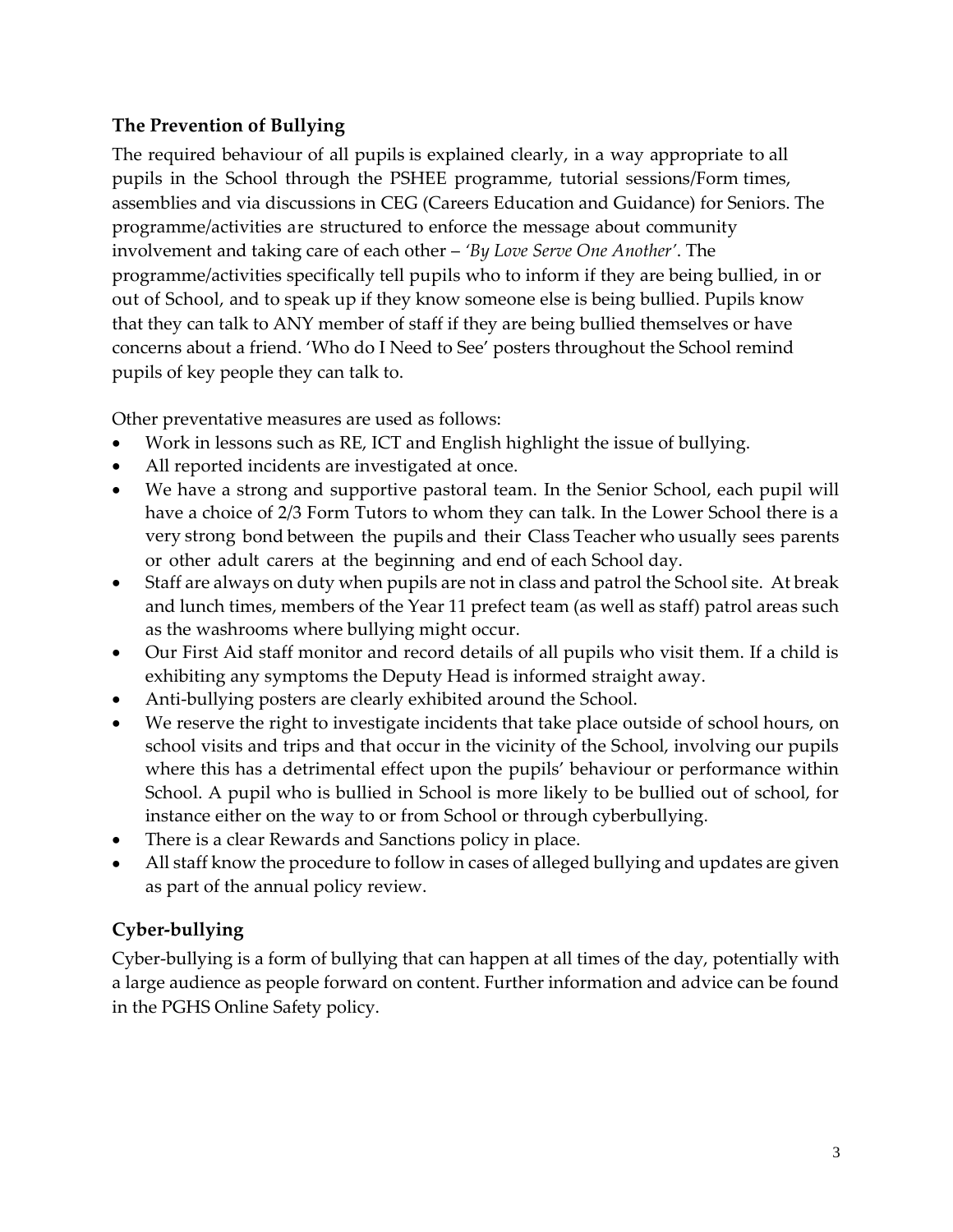## The Prevention of Bullying

The required behaviour of all pupils is explained clearly, in a way appropriate to all pupils in the School through the PSHEE programme, tutorial sessions/Form times, assemblies and via discussions in CEG (Careers Education and Guidance) for Seniors. The programme/activities are structured to enforce the message about community involvement and taking care of each other – *'By Love Serve One Another'*. The programme/activities specifically tell pupils who to inform if they are being bullied, in or out of School, and to speak up if they know someone else is being bullied. Pupils know that they can talk to ANY member of staff if they are being bullied themselves or have concerns about a friend. 'Who do I Need to See' posters throughout the School remind pupils of key people they can talk to.

Other preventative measures are used as follows:

- Work in lessons such as RE, ICT and English highlight the issue of bullying.
- All reported incidents are investigated at once.
- We have a strong and supportive pastoral team. In the Senior School, each pupil will have a choice of 2/3 Form Tutors to whom they can talk. In the Lower School there is a very strong bond between the pupils and their Class Teacher who usually sees parents or other adult carers at the beginning and end of each School day.
- Staff are always on duty when pupils are not in class and patrol the School site. At break and lunch times, members of the Year 11 prefect team (as well as staff) patrol areas such as the washrooms where bullying might occur.
- Our First Aid staff monitor and record details of all pupils who visit them. If a child is exhibiting any symptoms the Deputy Head is informed straight away.
- Anti-bullying posters are clearly exhibited around the School.
- We reserve the right to investigate incidents that take place outside of school hours, on school visits and trips and that occur in the vicinity of the School, involving our pupils where this has a detrimental effect upon the pupils' behaviour or performance within School. A pupil who is bullied in School is more likely to be bullied out of school, for instance either on the way to or from School or through cyberbullying.
- There is a clear Rewards and Sanctions policy in place.
- All staff know the procedure to follow in cases of alleged bullying and updates are given as part of the annual policy review.

## Cyber-bullying

Cyber-bullying is a form of bullying that can happen at all times of the day, potentially with a large audience as people forward on content. Further information and advice can be found in the PGHS Online Safety policy.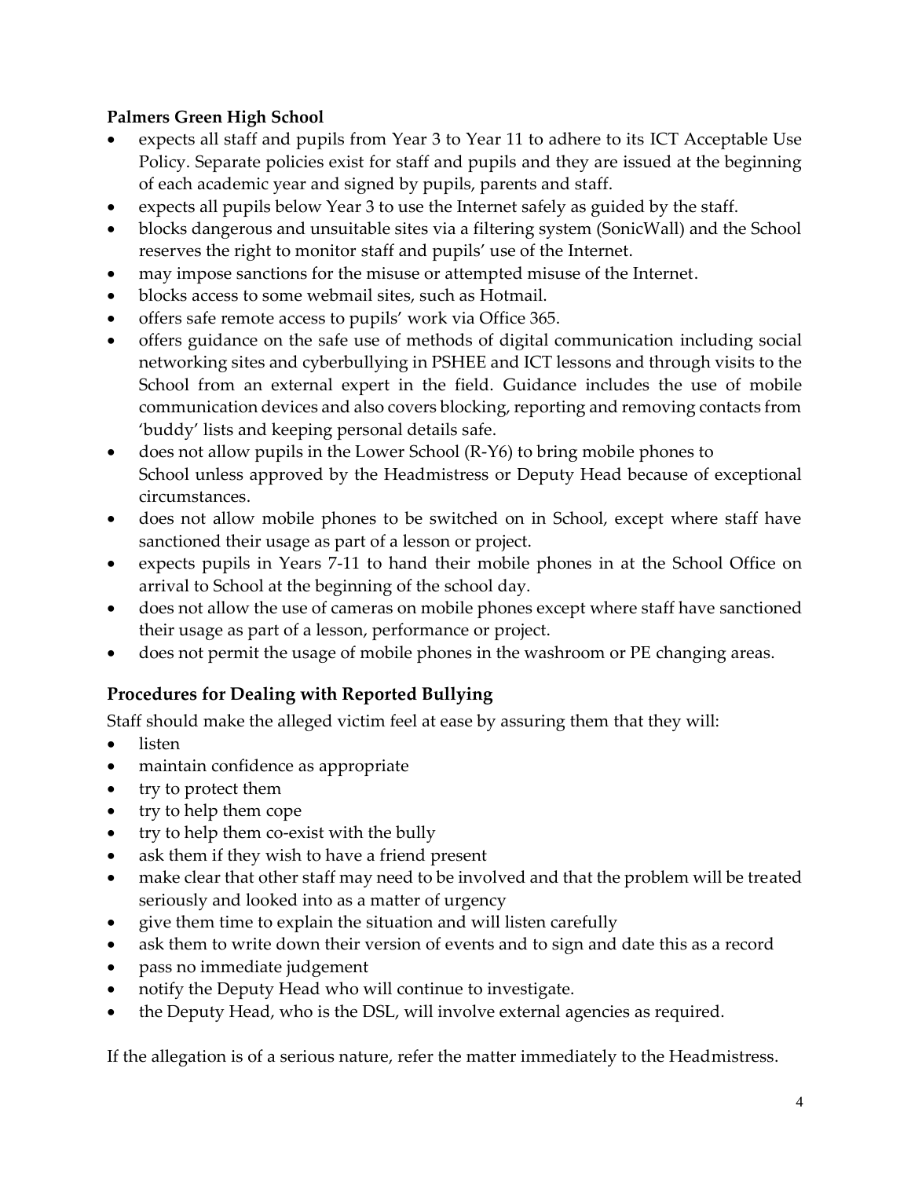**Palmers Green High School**

- expects all staff and pupils from Year 3 to Year 11 to adhere to its ICT Acceptable Use Policy. Separate policies exist for staff and pupils and they are issued at the beginning of each academic year and signed by pupils, parents and staff.
- expects all pupils below Year 3 to use the Internet safely as guided by the staff.
- blocks dangerous and unsuitable sites via a filtering system (SonicWall) and the School reserves the right to monitor staff and pupils' use of the Internet.
- may impose sanctions for the misuse or attempted misuse of the Internet.
- blocks access to some webmail sites, such as Hotmail.
- offers safe remote access to pupils' work via Office 365.
- offers guidance on the safe use of methods of digital communication including social networking sites and cyberbullying in PSHEE and ICT lessons and through visits to the School from an external expert in the field. Guidance includes the use of mobile communication devices and also covers blocking, reporting and removing contacts from 'buddy' lists and keeping personal details safe.
- does not allow pupils in the Lower School (R-Y6) to bring mobile phones to School unless approved by the Headmistress or Deputy Head because of exceptional circumstances.
- does not allow mobile phones to be switched on in School, except where staff have sanctioned their usage as part of a lesson or project.
- expects pupils in Years 7-11 to hand their mobile phones in at the School Office on arrival to School at the beginning of the school day.
- does not allow the use of cameras on mobile phones except where staff have sanctioned their usage as part of a lesson, performance or project.
- does not permit the usage of mobile phones in the washroom or PE changing areas.

## Procedures for Dealing with Reported Bullying

Staff should make the alleged victim feel at ease by assuring them that they will:

- listen
- maintain confidence as appropriate
- try to protect them
- try to help them cope
- try to help them co-exist with the bully
- ask them if they wish to have a friend present
- make clear that other staff may need to be involved and that the problem will be treated seriously and looked into as a matter of urgency
- give them time to explain the situation and will listen carefully
- ask them to write down their version of events and to sign and date this as a record
- pass no immediate judgement
- notify the Deputy Head who will continue to investigate.
- the Deputy Head, who is the DSL, will involve external agencies as required.

If the allegation is of a serious nature, refer the matter immediately to the Headmistress.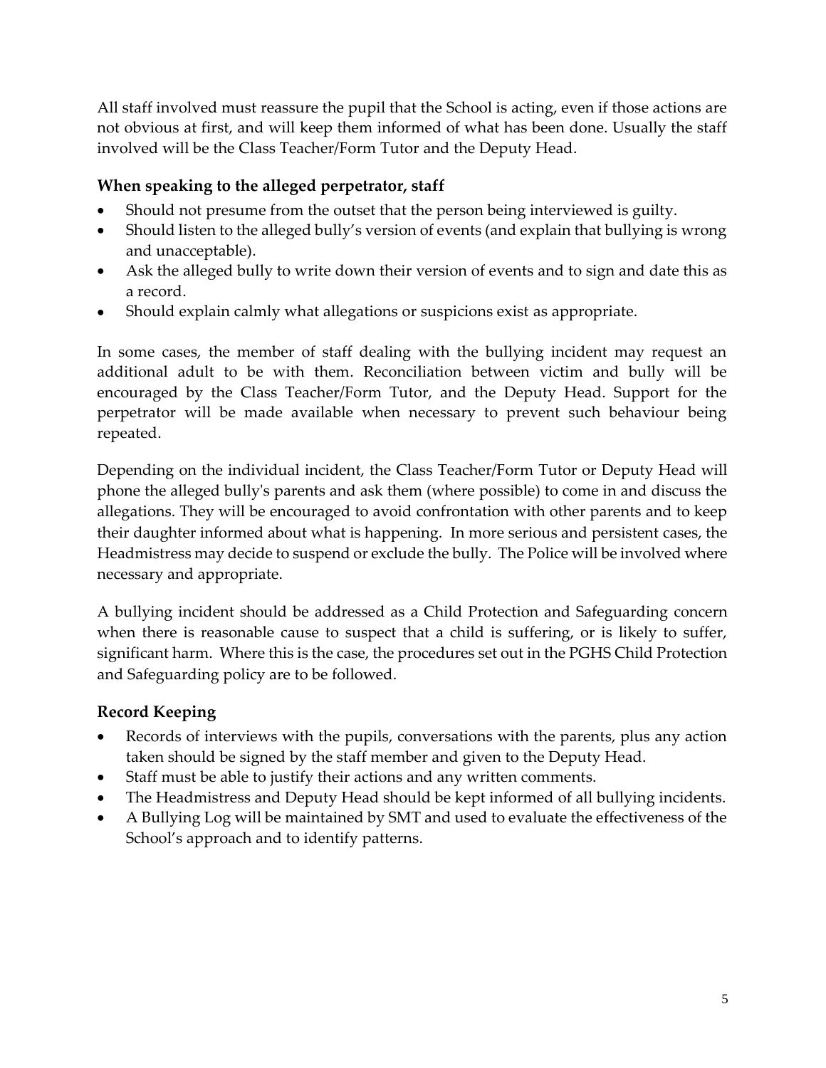All staff involved must reassure the pupil that the School is acting, even if those actions are not obvious at first, and will keep them informed of what has been done. Usually the staff involved will be the Class Teacher/Form Tutor and the Deputy Head.

### When speaking to the alleged perpetrator, staff

- Should not presume from the outset that the person being interviewed is guilty.
- Should listen to the alleged bully's version of events (and explain that bullying is wrong and unacceptable).
- Ask the alleged bully to write down their version of events and to sign and date this as a record.
- Should explain calmly what allegations or suspicions exist as appropriate.

In some cases, the member of staff dealing with the bullying incident may request an additional adult to be with them. Reconciliation between victim and bully will be encouraged by the Class Teacher/Form Tutor, and the Deputy Head. Support for the perpetrator will be made available when necessary to prevent such behaviour being repeated.

Depending on the individual incident, the Class Teacher/Form Tutor or Deputy Head will phone the alleged bully's parents and ask them (where possible) to come in and discuss the allegations. They will be encouraged to avoid confrontation with other parents and to keep their daughter informed about what is happening. In more serious and persistent cases, the Headmistress may decide to suspend or exclude the bully. The Police will be involved where necessary and appropriate.

A bullying incident should be addressed as a Child Protection and Safeguarding concern when there is reasonable cause to suspect that a child is suffering, or is likely to suffer, significant harm. Where this is the case, the procedures set out in the PGHS Child Protection and Safeguarding policy are to be followed.

### Record Keeping

- Records of interviews with the pupils, conversations with the parents, plus any action taken should be signed by the staff member and given to the Deputy Head.
- Staff must be able to justify their actions and any written comments.
- The Headmistress and Deputy Head should be kept informed of all bullying incidents.
- A Bullying Log will be maintained by SMT and used to evaluate the effectiveness of the School's approach and to identify patterns.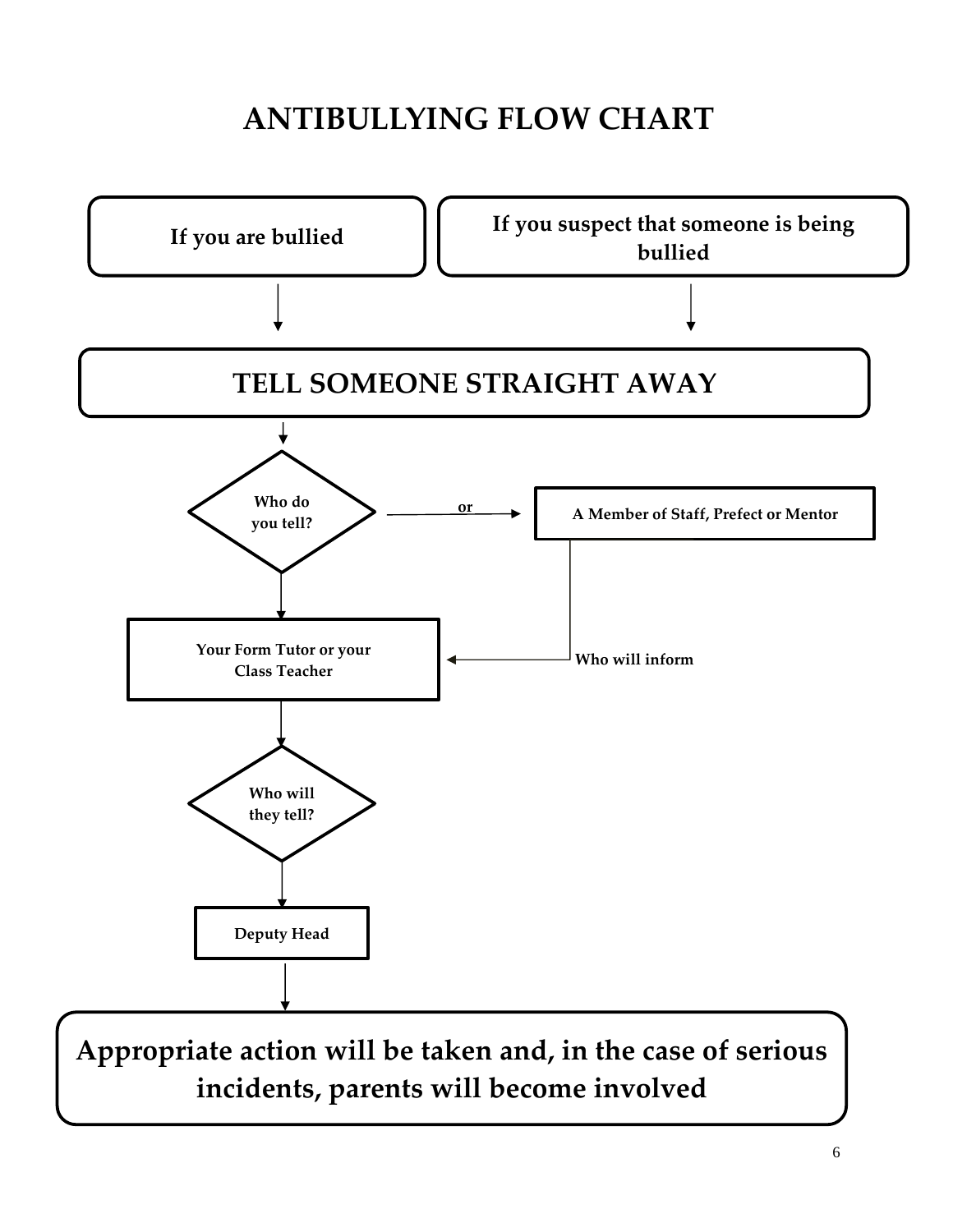# ANTIBULLYING FLOW CHART

**If you are bullied**

**If you suspect that someone is being bullied**

**TELL SOMEONE STRAIGHT AWAY**

**Who do you tell?**

**or**

**A Member of Staff, Prefect or Mentor**

**Who will inform**

**Your Form Tutor or your Class Teacher**

**Who will they tell?**

**Deputy Head**

**Appropriate action will be taken and, in the case of serious incidents, parents will become involved**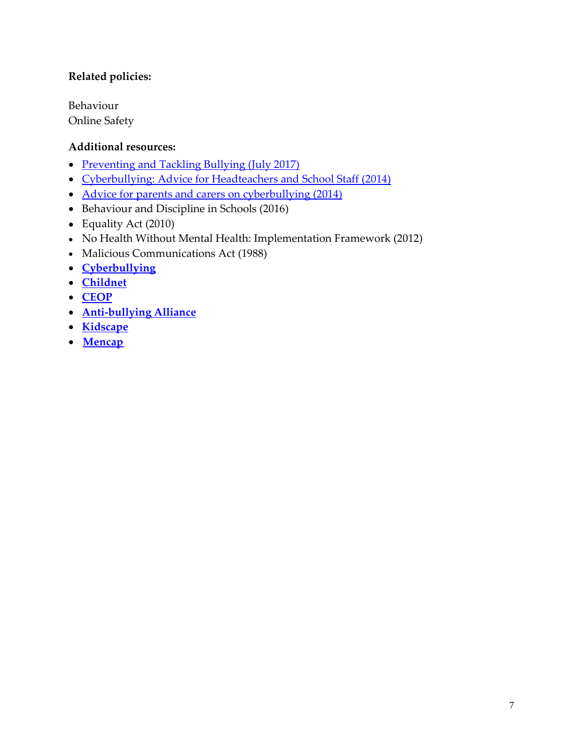**Related policies:**

Behaviour
Online Safety

**Additional resources:**

- Preventing and Tackling Bullying (July 2017)
- Cyberbullying: Advice for Headteachers and School Staff (2014)
- Advice for parents and carers on cyberbullying (2014)
- Behaviour and Discipline in Schools (2016)
- Equality Act (2010)
- No Health Without Mental Health: Implementation Framework (2012)
- Malicious Communications Act (1988)
- **Cyberbullying**
- **Childnet**
- **CEOP**
- **Anti-bullying Alliance**
- **Kidscape**
- **Mencap**